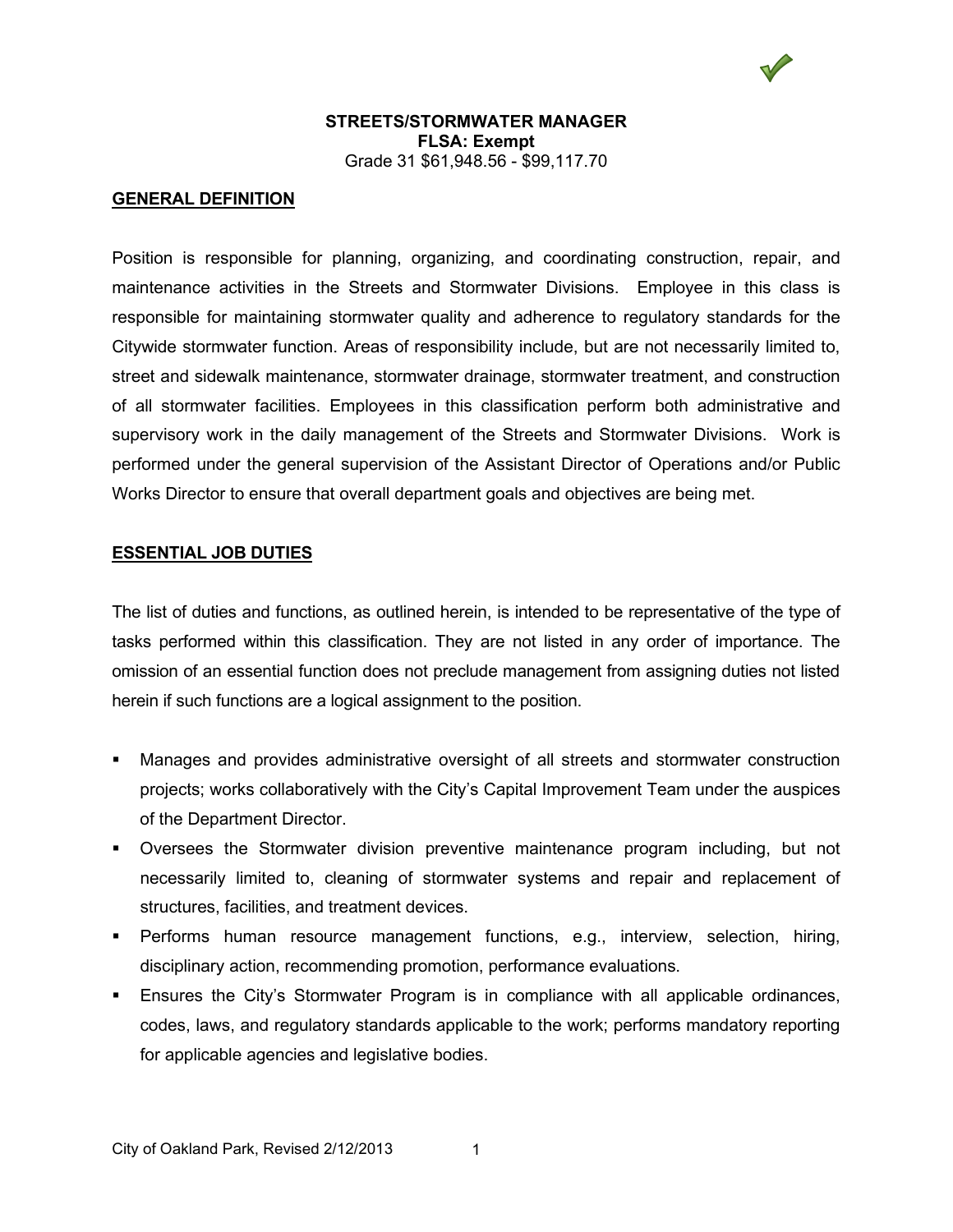# STREETS/STORMWATER MANAGER

**FLSA: Exempt**

Grade 31 $61,948.56 - $99,117.70

## GENERAL DEFINITION

Position is responsible for planning, organizing, and coordinating construction, repair, and maintenance activities in the Streets and Stormwater Divisions. Employee in this class is responsible for maintaining stormwater quality and adherence to regulatory standards for the Citywide stormwater function. Areas of responsibility include, but are not necessarily limited to, street and sidewalk maintenance, stormwater drainage, stormwater treatment, and construction of all stormwater facilities. Employees in this classification perform both administrative and supervisory work in the daily management of the Streets and Stormwater Divisions. Work is performed under the general supervision of the Assistant Director of Operations and/or Public Works Director to ensure that overall department goals and objectives are being met.

## ESSENTIAL JOB DUTIES

The list of duties and functions, as outlined herein, is intended to be representative of the type of tasks performed within this classification. They are not listed in any order of importance. The omission of an essential function does not preclude management from assigning duties not listed herein if such functions are a logical assignment to the position.

- Manages and provides administrative oversight of all streets and stormwater construction projects; works collaboratively with the City's Capital Improvement Team under the auspices of the Department Director.
- Oversees the Stormwater division preventive maintenance program including, but not necessarily limited to, cleaning of stormwater systems and repair and replacement of structures, facilities, and treatment devices.
- Performs human resource management functions, e.g., interview, selection, hiring, disciplinary action, recommending promotion, performance evaluations.
- Ensures the City's Stormwater Program is in compliance with all applicable ordinances, codes, laws, and regulatory standards applicable to the work; performs mandatory reporting for applicable agencies and legislative bodies.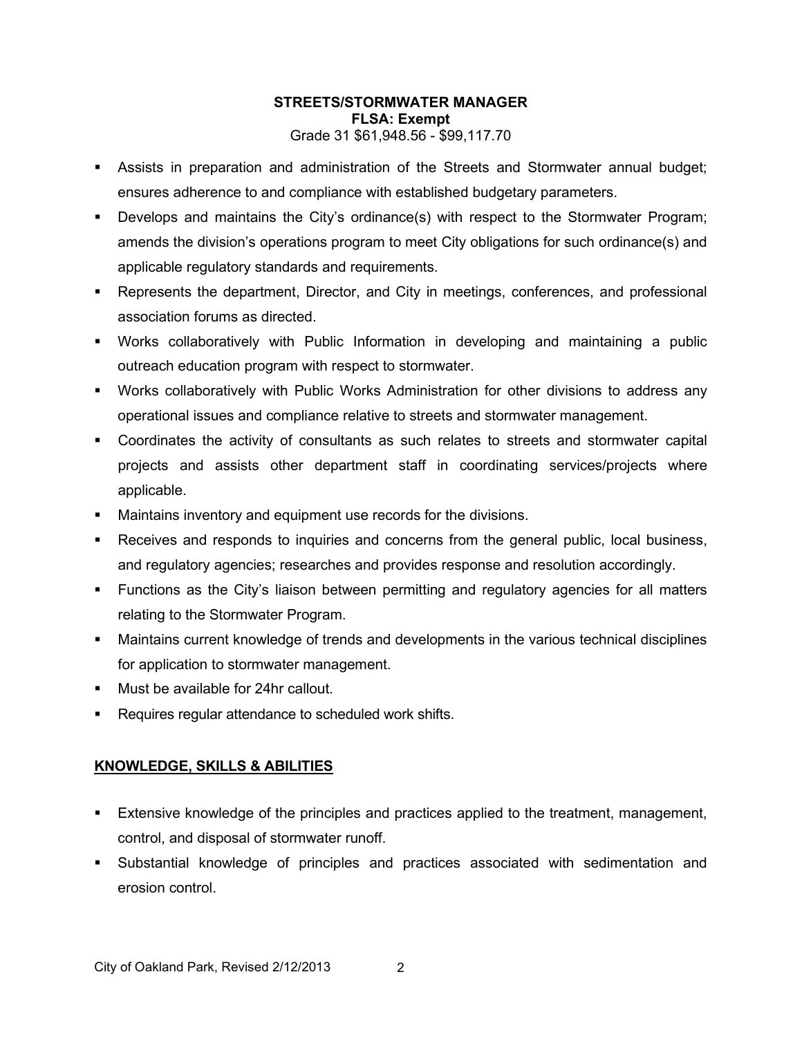**STREETS/STORMWATER MANAGER**
**FLSA: Exempt**
Grade 31 $61,948.56 - $99,117.70

- Assists in preparation and administration of the Streets and Stormwater annual budget; ensures adherence to and compliance with established budgetary parameters.
- Develops and maintains the City's ordinance(s) with respect to the Stormwater Program; amends the division's operations program to meet City obligations for such ordinance(s) and applicable regulatory standards and requirements.
- Represents the department, Director, and City in meetings, conferences, and professional association forums as directed.
- Works collaboratively with Public Information in developing and maintaining a public outreach education program with respect to stormwater.
- Works collaboratively with Public Works Administration for other divisions to address any operational issues and compliance relative to streets and stormwater management.
- Coordinates the activity of consultants as such relates to streets and stormwater capital projects and assists other department staff in coordinating services/projects where applicable.
- Maintains inventory and equipment use records for the divisions.
- Receives and responds to inquiries and concerns from the general public, local business, and regulatory agencies; researches and provides response and resolution accordingly.
- Functions as the City's liaison between permitting and regulatory agencies for all matters relating to the Stormwater Program.
- Maintains current knowledge of trends and developments in the various technical disciplines for application to stormwater management.
- Must be available for 24hr callout.
- Requires regular attendance to scheduled work shifts.

## KNOWLEDGE, SKILLS & ABILITIES

- Extensive knowledge of the principles and practices applied to the treatment, management, control, and disposal of stormwater runoff.
- Substantial knowledge of principles and practices associated with sedimentation and erosion control.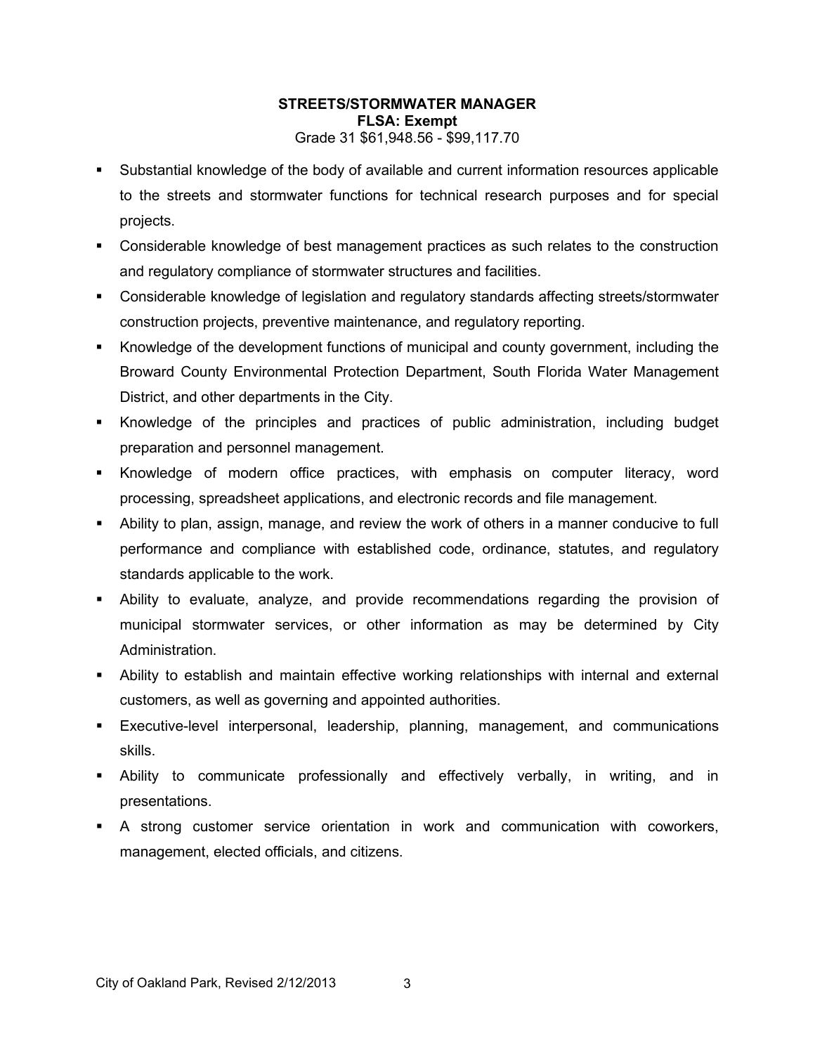**STREETS/STORMWATER MANAGER**
**FLSA: Exempt**
Grade 31 $61,948.56 - $99,117.70

- Substantial knowledge of the body of available and current information resources applicable to the streets and stormwater functions for technical research purposes and for special projects.
- Considerable knowledge of best management practices as such relates to the construction and regulatory compliance of stormwater structures and facilities.
- Considerable knowledge of legislation and regulatory standards affecting streets/stormwater construction projects, preventive maintenance, and regulatory reporting.
- Knowledge of the development functions of municipal and county government, including the Broward County Environmental Protection Department, South Florida Water Management District, and other departments in the City.
- Knowledge of the principles and practices of public administration, including budget preparation and personnel management.
- Knowledge of modern office practices, with emphasis on computer literacy, word processing, spreadsheet applications, and electronic records and file management.
- Ability to plan, assign, manage, and review the work of others in a manner conducive to full performance and compliance with established code, ordinance, statutes, and regulatory standards applicable to the work.
- Ability to evaluate, analyze, and provide recommendations regarding the provision of municipal stormwater services, or other information as may be determined by City Administration.
- Ability to establish and maintain effective working relationships with internal and external customers, as well as governing and appointed authorities.
- Executive-level interpersonal, leadership, planning, management, and communications skills.
- Ability to communicate professionally and effectively verbally, in writing, and in presentations.
- A strong customer service orientation in work and communication with coworkers, management, elected officials, and citizens.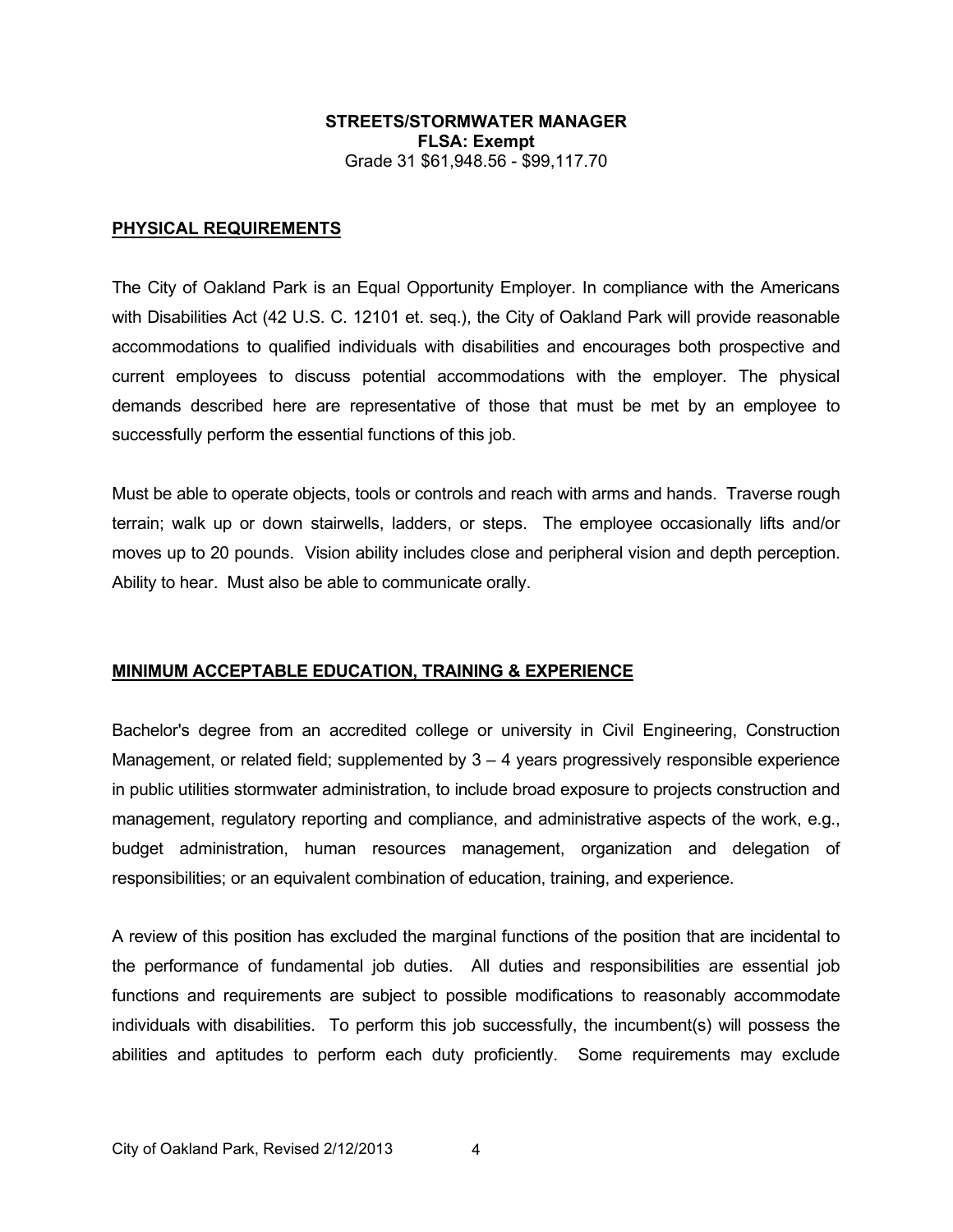**STREETS/STORMWATER MANAGER**
**FLSA: Exempt**
Grade 31 $61,948.56 - $99,117.70

## PHYSICAL REQUIREMENTS

The City of Oakland Park is an Equal Opportunity Employer. In compliance with the Americans with Disabilities Act (42 U.S. C. 12101 et. seq.), the City of Oakland Park will provide reasonable accommodations to qualified individuals with disabilities and encourages both prospective and current employees to discuss potential accommodations with the employer. The physical demands described here are representative of those that must be met by an employee to successfully perform the essential functions of this job.

Must be able to operate objects, tools or controls and reach with arms and hands. Traverse rough terrain; walk up or down stairwells, ladders, or steps. The employee occasionally lifts and/or moves up to 20 pounds. Vision ability includes close and peripheral vision and depth perception. Ability to hear. Must also be able to communicate orally.

## MINIMUM ACCEPTABLE EDUCATION, TRAINING & EXPERIENCE

Bachelor's degree from an accredited college or university in Civil Engineering, Construction Management, or related field; supplemented by 3 – 4 years progressively responsible experience in public utilities stormwater administration, to include broad exposure to projects construction and management, regulatory reporting and compliance, and administrative aspects of the work, e.g., budget administration, human resources management, organization and delegation of responsibilities; or an equivalent combination of education, training, and experience.

A review of this position has excluded the marginal functions of the position that are incidental to the performance of fundamental job duties. All duties and responsibilities are essential job functions and requirements are subject to possible modifications to reasonably accommodate individuals with disabilities. To perform this job successfully, the incumbent(s) will possess the abilities and aptitudes to perform each duty proficiently. Some requirements may exclude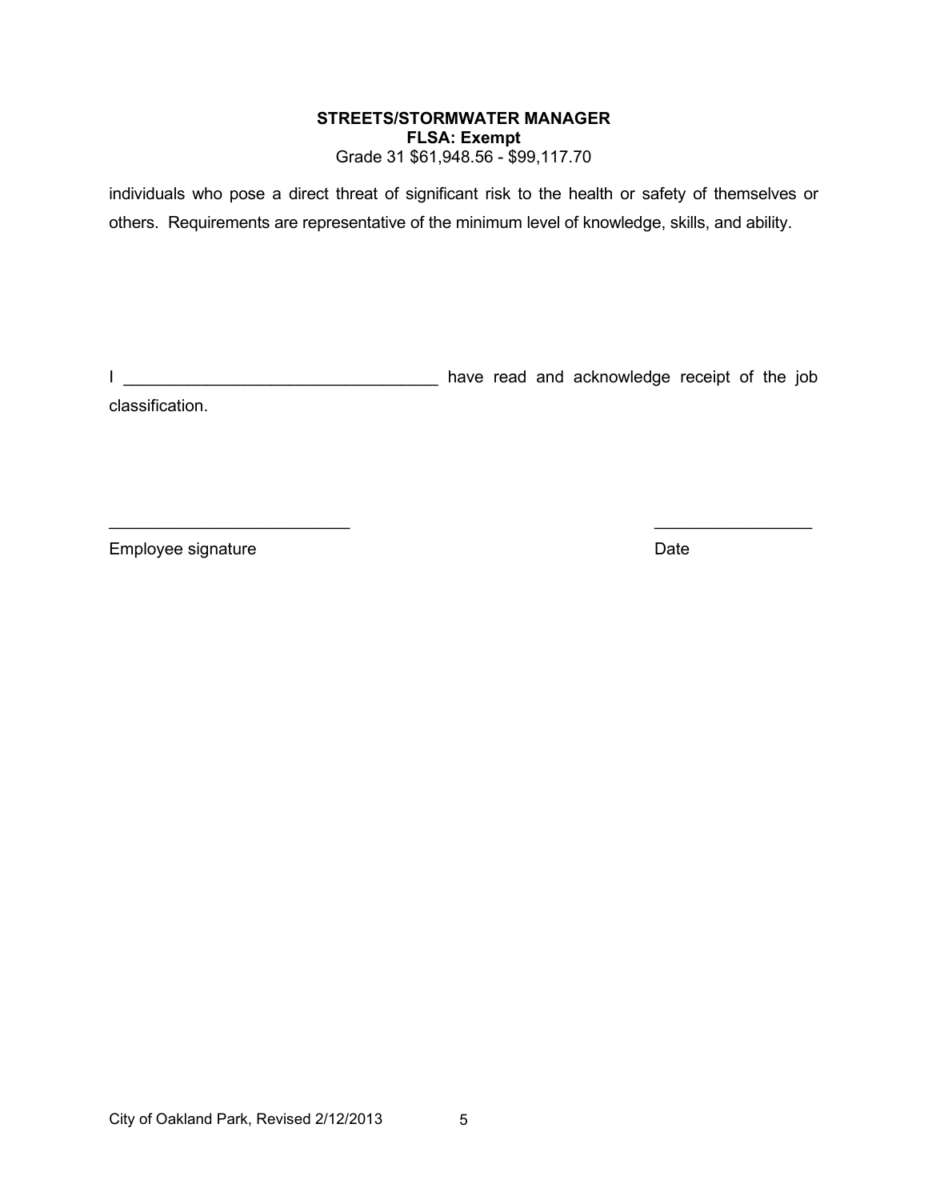individuals who pose a direct threat of significant risk to the health or safety of themselves or others. Requirements are representative of the minimum level of knowledge, skills, and ability.

I __________________________________ have read and acknowledge receipt of the job classification.

__________________________ &nbsp;&nbsp;&nbsp;&nbsp;&nbsp;&nbsp;&nbsp;&nbsp;&nbsp;&nbsp;&nbsp;&nbsp;&nbsp;&nbsp;&nbsp;&nbsp; _________________

Employee signature &nbsp;&nbsp;&nbsp;&nbsp;&nbsp;&nbsp;&nbsp;&nbsp;&nbsp;&nbsp;&nbsp;&nbsp;&nbsp;&nbsp;&nbsp;&nbsp; Date